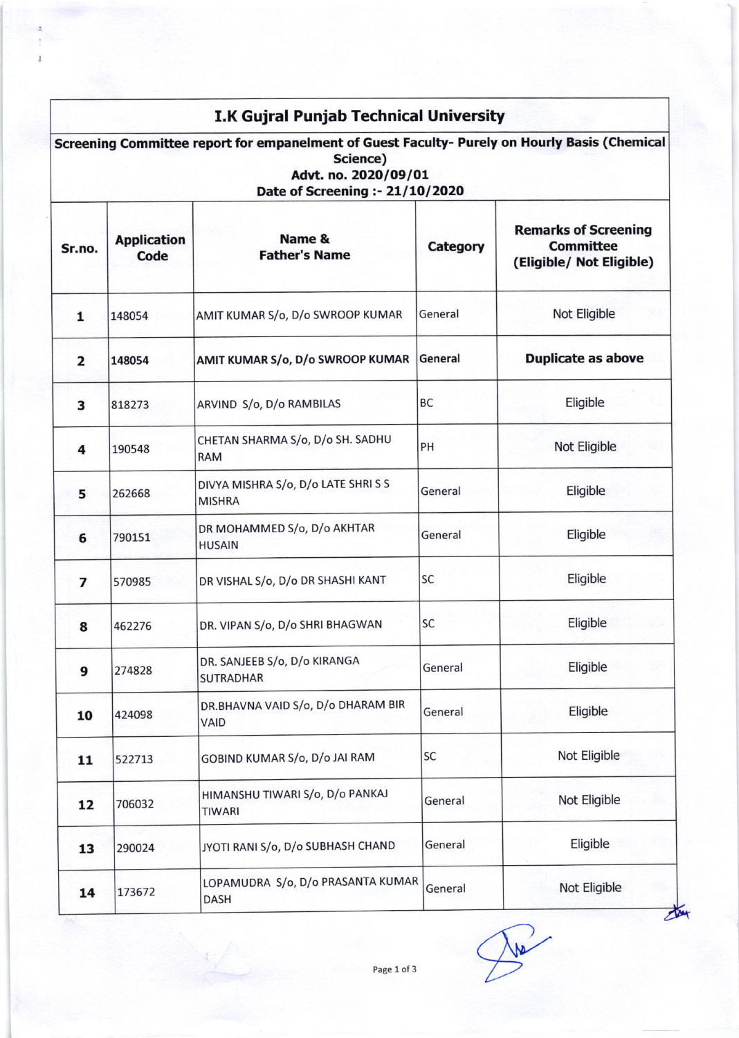# I.K Gujral Punjab Technical University

**Screening Committee report for empanelment of Guest Faculty- Purely on Hourly Basis (Chemical Science)**

**Advt. no. 2020/09/01**

**Date of Screening :- 21/10/2020**

| Sr.no. | Application Code | Name & Father's Name | Category | Remarks of Screening Committee (Eligible/ Not Eligible) |
|---|---|---|---|---|
| 1 | 148054 | AMIT KUMAR S/o, D/o SWROOP KUMAR | General | Not Eligible |
| 2 | 148054 | **AMIT KUMAR S/o, D/o SWROOP KUMAR** | **General** | **Duplicate as above** |
| 3 | 818273 | ARVIND S/o, D/o RAMBILAS | BC | Eligible |
| 4 | 190548 | CHETAN SHARMA S/o, D/o SH. SADHU RAM | PH | Not Eligible |
| 5 | 262668 | DIVYA MISHRA S/o, D/o LATE SHRI S S MISHRA | General | Eligible |
| 6 | 790151 | DR MOHAMMED S/o, D/o AKHTAR HUSAIN | General | Eligible |
| 7 | 570985 | DR VISHAL S/o, D/o DR SHASHI KANT | SC | Eligible |
| 8 | 462276 | DR. VIPAN S/o, D/o SHRI BHAGWAN | SC | Eligible |
| 9 | 274828 | DR. SANJEEB S/o, D/o KIRANGA SUTRADHAR | General | Eligible |
| 10 | 424098 | DR.BHAVNA VAID S/o, D/o DHARAM BIR VAID | General | Eligible |
| 11 | 522713 | GOBIND KUMAR S/o, D/o JAI RAM | SC | Not Eligible |
| 12 | 706032 | HIMANSHU TIWARI S/o, D/o PANKAJ TIWARI | General | Not Eligible |
| 13 | 290024 | JYOTI RANI S/o, D/o SUBHASH CHAND | General | Eligible |
| 14 | 173672 | LOPAMUDRA S/o, D/o PRASANTA KUMAR DASH | General | Not Eligible |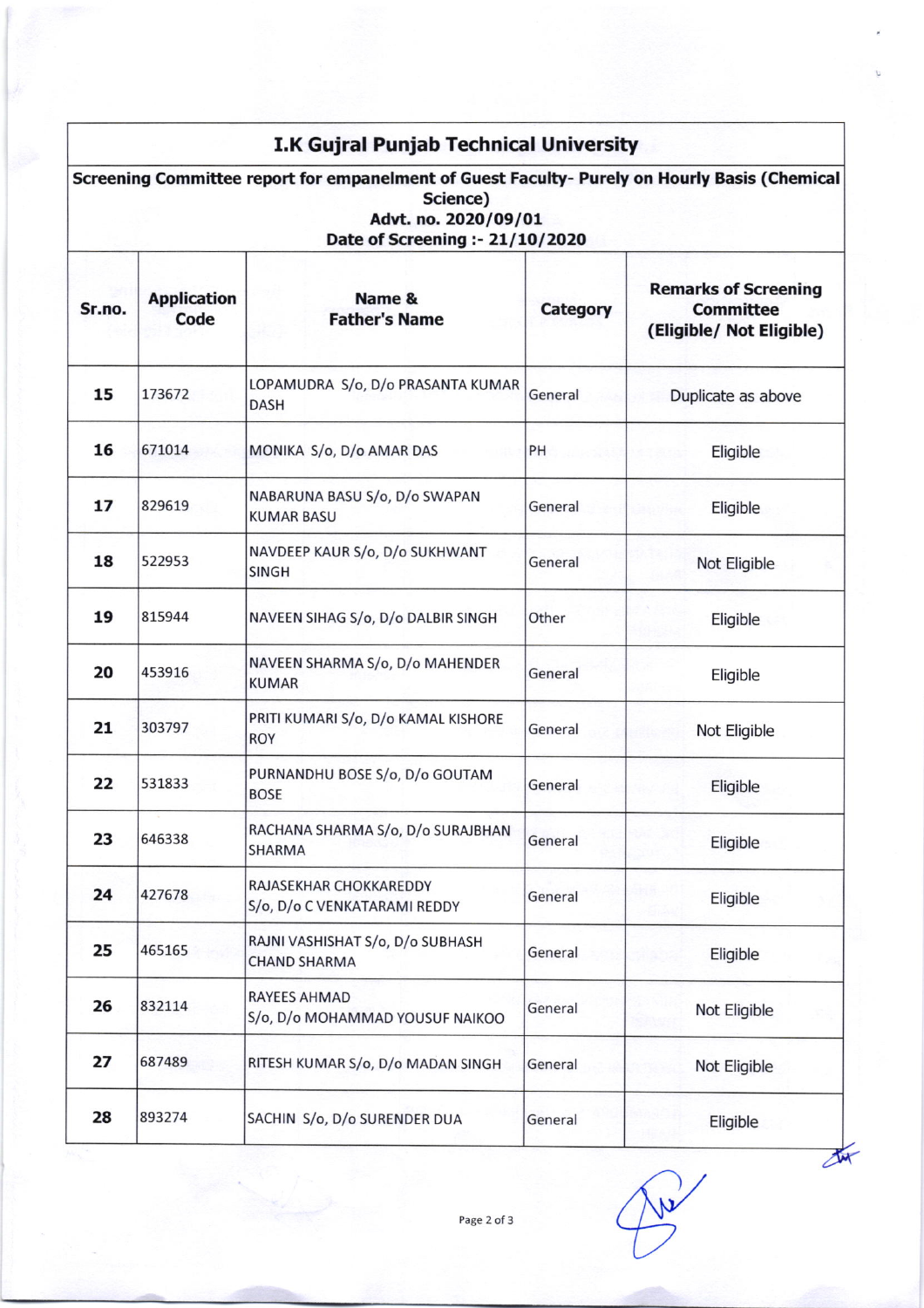# I.K Gujral Punjab Technical University

**Screening Committee report for empanelment of Guest Faculty- Purely on Hourly Basis (Chemical Science)**
**Advt. no. 2020/09/01**
**Date of Screening :- 21/10/2020**

| Sr.no. | Application Code | Name & Father's Name | Category | Remarks of Screening Committee (Eligible/ Not Eligible) |
|---|---|---|---|---|
| 15 | 173672 | LOPAMUDRA S/o, D/o PRASANTA KUMAR DASH | General | Duplicate as above |
| 16 | 671014 | MONIKA S/o, D/o AMAR DAS | PH | Eligible |
| 17 | 829619 | NABARUNA BASU S/o, D/o SWAPAN KUMAR BASU | General | Eligible |
| 18 | 522953 | NAVDEEP KAUR S/o, D/o SUKHWANT SINGH | General | Not Eligible |
| 19 | 815944 | NAVEEN SIHAG S/o, D/o DALBIR SINGH | Other | Eligible |
| 20 | 453916 | NAVEEN SHARMA S/o, D/o MAHENDER KUMAR | General | Eligible |
| 21 | 303797 | PRITI KUMARI S/o, D/o KAMAL KISHORE ROY | General | Not Eligible |
| 22 | 531833 | PURNANDHU BOSE S/o, D/o GOUTAM BOSE | General | Eligible |
| 23 | 646338 | RACHANA SHARMA S/o, D/o SURAJBHAN SHARMA | General | Eligible |
| 24 | 427678 | RAJASEKHAR CHOKKAREDDY S/o, D/o C VENKATARAMI REDDY | General | Eligible |
| 25 | 465165 | RAJNI VASHISHAT S/o, D/o SUBHASH CHAND SHARMA | General | Eligible |
| 26 | 832114 | RAYEES AHMAD S/o, D/o MOHAMMAD YOUSUF NAIKOO | General | Not Eligible |
| 27 | 687489 | RITESH KUMAR S/o, D/o MADAN SINGH | General | Not Eligible |
| 28 | 893274 | SACHIN S/o, D/o SURENDER DUA | General | Eligible |